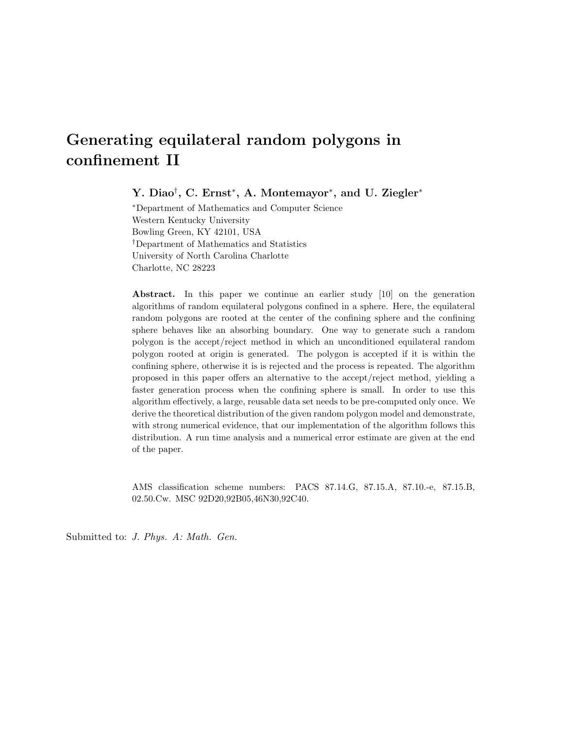# Generating equilateral random polygons in confinement II

**Y. Diao[†], C. Ernst[*], A. Montemayor[*], and U. Ziegler[*]**

[*]Department of Mathematics and Computer Science
Western Kentucky University
Bowling Green, KY 42101, USA
[†]Department of Mathematics and Statistics
University of North Carolina Charlotte
Charlotte, NC 28223

**Abstract.** In this paper we continue an earlier study [10] on the generation algorithms of random equilateral polygons confined in a sphere. Here, the equilateral random polygons are rooted at the center of the confining sphere and the confining sphere behaves like an absorbing boundary. One way to generate such a random polygon is the accept/reject method in which an unconditioned equilateral random polygon rooted at origin is generated. The polygon is accepted if it is within the confining sphere, otherwise it is is rejected and the process is repeated. The algorithm proposed in this paper offers an alternative to the accept/reject method, yielding a faster generation process when the confining sphere is small. In order to use this algorithm effectively, a large, reusable data set needs to be pre-computed only once. We derive the theoretical distribution of the given random polygon model and demonstrate, with strong numerical evidence, that our implementation of the algorithm follows this distribution. A run time analysis and a numerical error estimate are given at the end of the paper.

AMS classification scheme numbers: PACS 87.14.G, 87.15.A, 87.10.-e, 87.15.B, 02.50.Cw. MSC 92D20,92B05,46N30,92C40.

Submitted to: *J. Phys. A: Math. Gen.*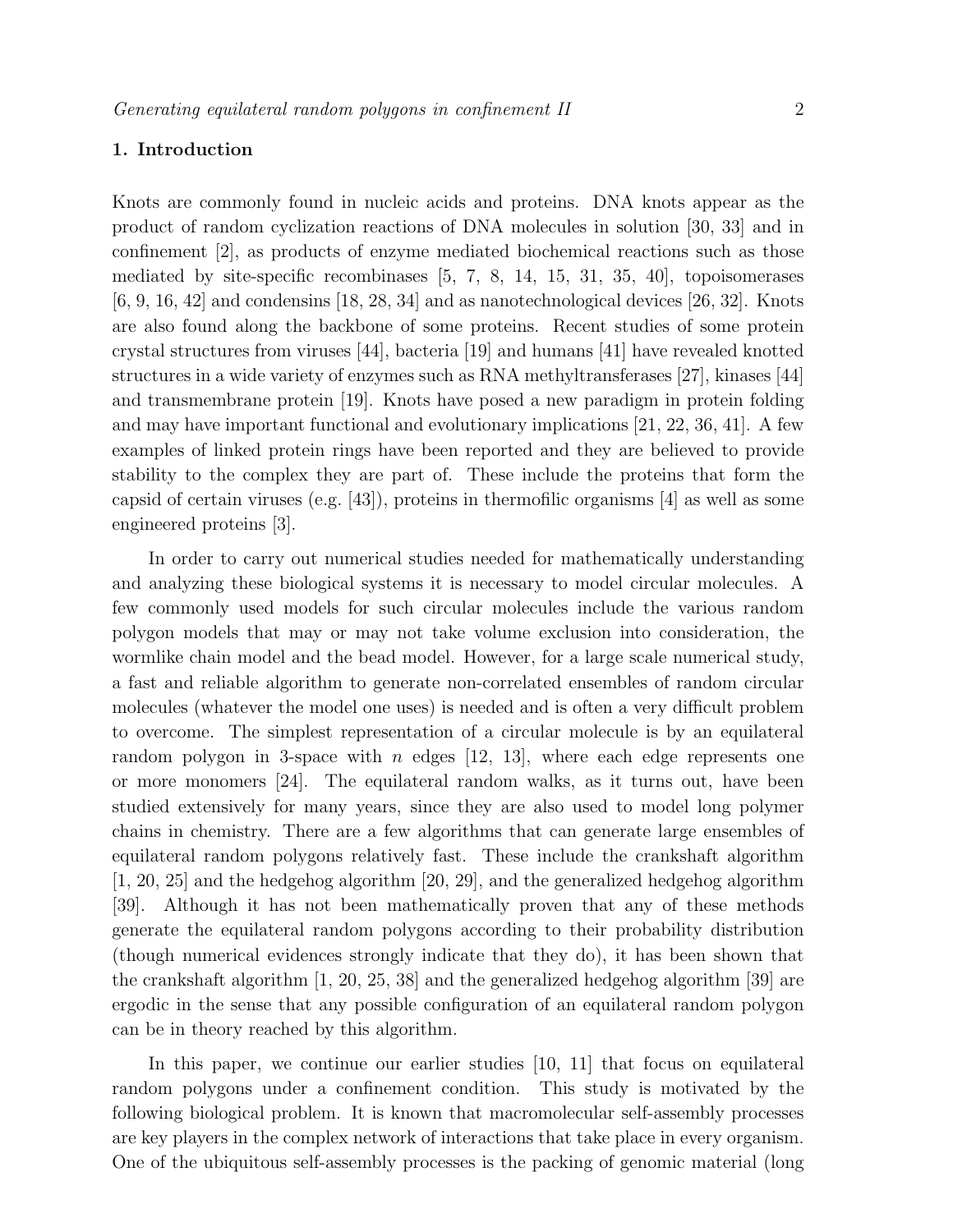## 1. Introduction

Knots are commonly found in nucleic acids and proteins. DNA knots appear as the product of random cyclization reactions of DNA molecules in solution [30, 33] and in confinement [2], as products of enzyme mediated biochemical reactions such as those mediated by site-specific recombinases [5, 7, 8, 14, 15, 31, 35, 40], topoisomerases [6, 9, 16, 42] and condensins [18, 28, 34] and as nanotechnological devices [26, 32]. Knots are also found along the backbone of some proteins. Recent studies of some protein crystal structures from viruses [44], bacteria [19] and humans [41] have revealed knotted structures in a wide variety of enzymes such as RNA methyltransferases [27], kinases [44] and transmembrane protein [19]. Knots have posed a new paradigm in protein folding and may have important functional and evolutionary implications [21, 22, 36, 41]. A few examples of linked protein rings have been reported and they are believed to provide stability to the complex they are part of. These include the proteins that form the capsid of certain viruses (e.g. [43]), proteins in thermofilic organisms [4] as well as some engineered proteins [3].

In order to carry out numerical studies needed for mathematically understanding and analyzing these biological systems it is necessary to model circular molecules. A few commonly used models for such circular molecules include the various random polygon models that may or may not take volume exclusion into consideration, the wormlike chain model and the bead model. However, for a large scale numerical study, a fast and reliable algorithm to generate non-correlated ensembles of random circular molecules (whatever the model one uses) is needed and is often a very difficult problem to overcome. The simplest representation of a circular molecule is by an equilateral random polygon in 3-space with $n$ edges [12, 13], where each edge represents one or more monomers [24]. The equilateral random walks, as it turns out, have been studied extensively for many years, since they are also used to model long polymer chains in chemistry. There are a few algorithms that can generate large ensembles of equilateral random polygons relatively fast. These include the crankshaft algorithm [1, 20, 25] and the hedgehog algorithm [20, 29], and the generalized hedgehog algorithm [39]. Although it has not been mathematically proven that any of these methods generate the equilateral random polygons according to their probability distribution (though numerical evidences strongly indicate that they do), it has been shown that the crankshaft algorithm [1, 20, 25, 38] and the generalized hedgehog algorithm [39] are ergodic in the sense that any possible configuration of an equilateral random polygon can be in theory reached by this algorithm.

In this paper, we continue our earlier studies [10, 11] that focus on equilateral random polygons under a confinement condition. This study is motivated by the following biological problem. It is known that macromolecular self-assembly processes are key players in the complex network of interactions that take place in every organism. One of the ubiquitous self-assembly processes is the packing of genomic material (long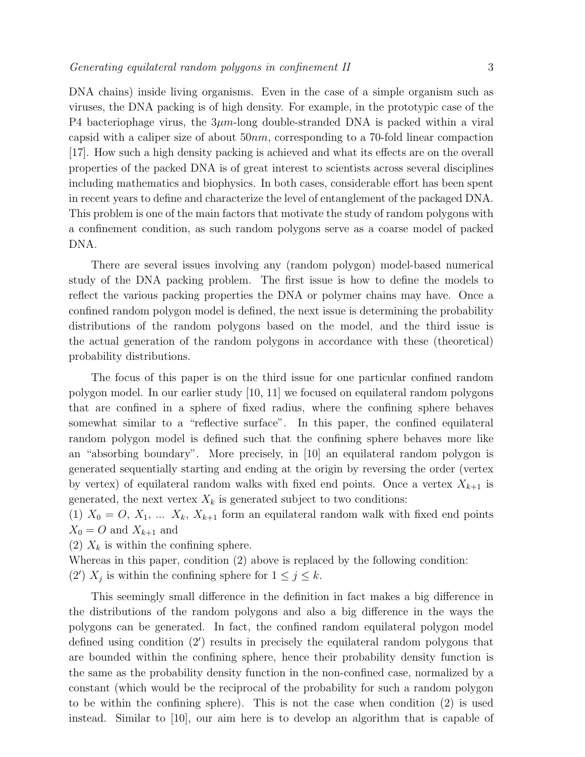DNA chains) inside living organisms. Even in the case of a simple organism such as viruses, the DNA packing is of high density. For example, in the prototypic case of the P4 bacteriophage virus, the $3\mu m$-long double-stranded DNA is packed within a viral capsid with a caliper size of about $50nm$, corresponding to a 70-fold linear compaction [17]. How such a high density packing is achieved and what its effects are on the overall properties of the packed DNA is of great interest to scientists across several disciplines including mathematics and biophysics. In both cases, considerable effort has been spent in recent years to define and characterize the level of entanglement of the packaged DNA. This problem is one of the main factors that motivate the study of random polygons with a confinement condition, as such random polygons serve as a coarse model of packed DNA.

There are several issues involving any (random polygon) model-based numerical study of the DNA packing problem. The first issue is how to define the models to reflect the various packing properties the DNA or polymer chains may have. Once a confined random polygon model is defined, the next issue is determining the probability distributions of the random polygons based on the model, and the third issue is the actual generation of the random polygons in accordance with these (theoretical) probability distributions.

The focus of this paper is on the third issue for one particular confined random polygon model. In our earlier study [10, 11] we focused on equilateral random polygons that are confined in a sphere of fixed radius, where the confining sphere behaves somewhat similar to a "reflective surface". In this paper, the confined equilateral random polygon model is defined such that the confining sphere behaves more like an "absorbing boundary". More precisely, in [10] an equilateral random polygon is generated sequentially starting and ending at the origin by reversing the order (vertex by vertex) of equilateral random walks with fixed end points. Once a vertex $X_{k+1}$ is generated, the next vertex $X_k$ is generated subject to two conditions:

(1) $X_0 = O$, $X_1$, ... $X_k$, $X_{k+1}$ form an equilateral random walk with fixed end points $X_0 = O$ and $X_{k+1}$ and

(2) $X_k$ is within the confining sphere.

Whereas in this paper, condition (2) above is replaced by the following condition:

(2′) $X_j$ is within the confining sphere for $1 \leq j \leq k$.

This seemingly small difference in the definition in fact makes a big difference in the distributions of the random polygons and also a big difference in the ways the polygons can be generated. In fact, the confined random equilateral polygon model defined using condition (2′) results in precisely the equilateral random polygons that are bounded within the confining sphere, hence their probability density function is the same as the probability density function in the non-confined case, normalized by a constant (which would be the reciprocal of the probability for such a random polygon to be within the confining sphere). This is not the case when condition (2) is used instead. Similar to [10], our aim here is to develop an algorithm that is capable of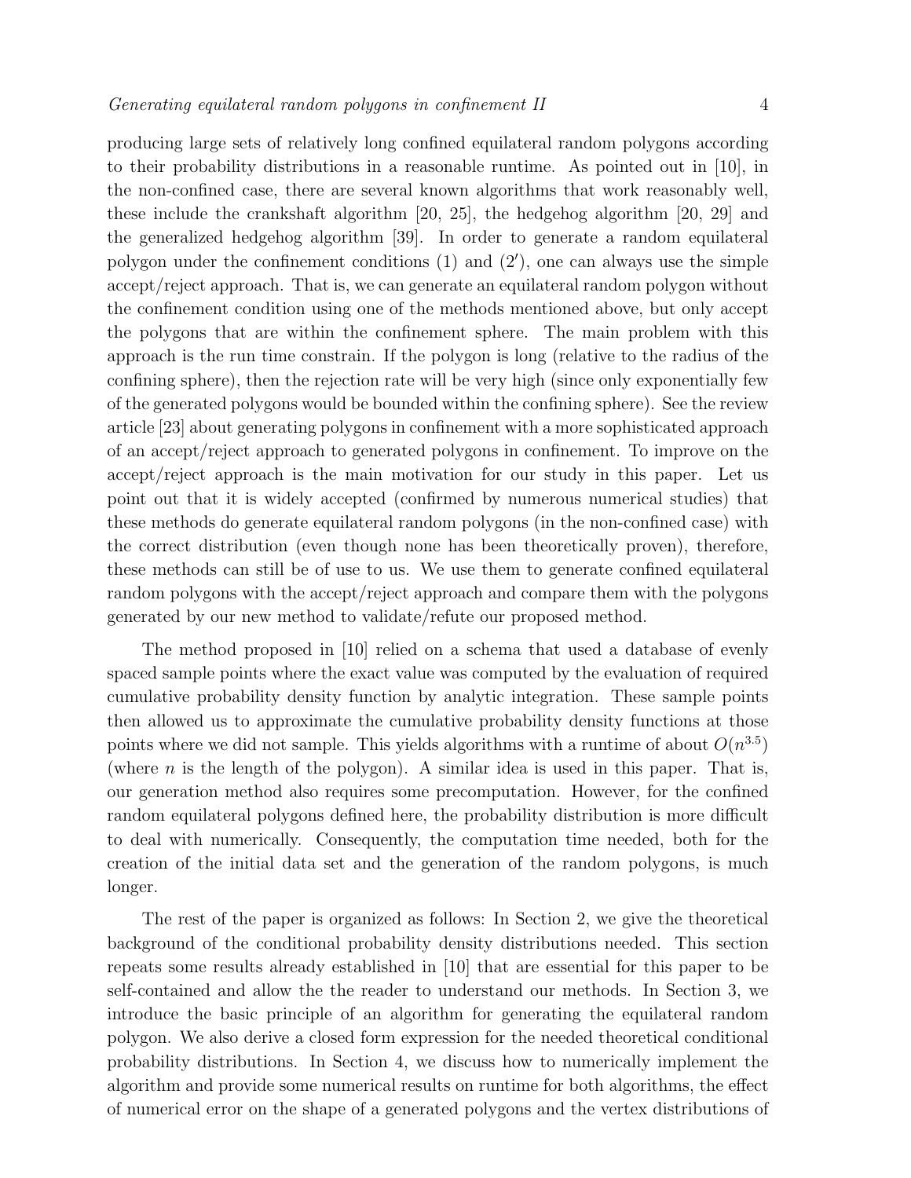producing large sets of relatively long confined equilateral random polygons according to their probability distributions in a reasonable runtime. As pointed out in [10], in the non-confined case, there are several known algorithms that work reasonably well, these include the crankshaft algorithm [20, 25], the hedgehog algorithm [20, 29] and the generalized hedgehog algorithm [39]. In order to generate a random equilateral polygon under the confinement conditions (1) and (2′), one can always use the simple accept/reject approach. That is, we can generate an equilateral random polygon without the confinement condition using one of the methods mentioned above, but only accept the polygons that are within the confinement sphere. The main problem with this approach is the run time constrain. If the polygon is long (relative to the radius of the confining sphere), then the rejection rate will be very high (since only exponentially few of the generated polygons would be bounded within the confining sphere). See the review article [23] about generating polygons in confinement with a more sophisticated approach of an accept/reject approach to generated polygons in confinement. To improve on the accept/reject approach is the main motivation for our study in this paper. Let us point out that it is widely accepted (confirmed by numerous numerical studies) that these methods do generate equilateral random polygons (in the non-confined case) with the correct distribution (even though none has been theoretically proven), therefore, these methods can still be of use to us. We use them to generate confined equilateral random polygons with the accept/reject approach and compare them with the polygons generated by our new method to validate/refute our proposed method.

The method proposed in [10] relied on a schema that used a database of evenly spaced sample points where the exact value was computed by the evaluation of required cumulative probability density function by analytic integration. These sample points then allowed us to approximate the cumulative probability density functions at those points where we did not sample. This yields algorithms with a runtime of about $O(n^{3.5})$ (where $n$ is the length of the polygon). A similar idea is used in this paper. That is, our generation method also requires some precomputation. However, for the confined random equilateral polygons defined here, the probability distribution is more difficult to deal with numerically. Consequently, the computation time needed, both for the creation of the initial data set and the generation of the random polygons, is much longer.

The rest of the paper is organized as follows: In Section 2, we give the theoretical background of the conditional probability density distributions needed. This section repeats some results already established in [10] that are essential for this paper to be self-contained and allow the the reader to understand our methods. In Section 3, we introduce the basic principle of an algorithm for generating the equilateral random polygon. We also derive a closed form expression for the needed theoretical conditional probability distributions. In Section 4, we discuss how to numerically implement the algorithm and provide some numerical results on runtime for both algorithms, the effect of numerical error on the shape of a generated polygons and the vertex distributions of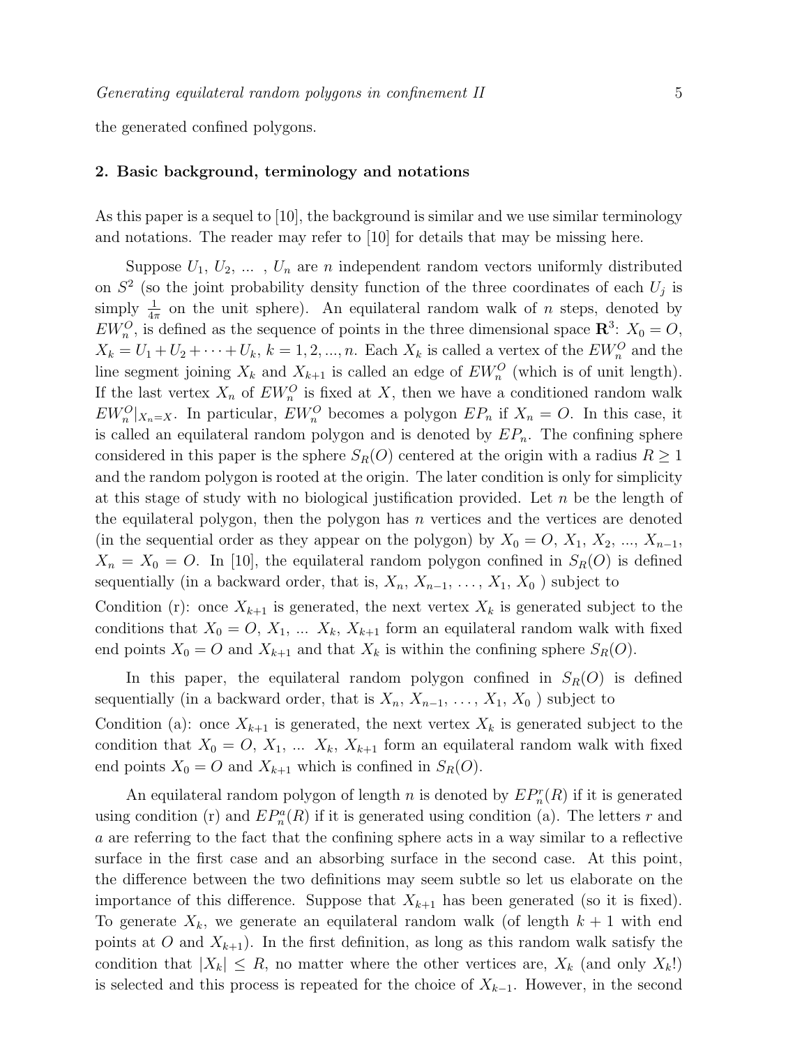the generated confined polygons.

## 2. Basic background, terminology and notations

As this paper is a sequel to [10], the background is similar and we use similar terminology and notations. The reader may refer to [10] for details that may be missing here.

Suppose $U_1$, $U_2$, ... , $U_n$ are $n$ independent random vectors uniformly distributed on $S^2$ (so the joint probability density function of the three coordinates of each $U_j$ is simply $\frac{1}{4\pi}$ on the unit sphere). An equilateral random walk of $n$ steps, denoted by $EW_n^O$, is defined as the sequence of points in the three dimensional space $\mathbf{R}^3$: $X_0 = O$, $X_k = U_1 + U_2 + \cdots + U_k$, $k = 1, 2, ..., n$. Each $X_k$ is called a vertex of the $EW_n^O$ and the line segment joining $X_k$ and $X_{k+1}$ is called an edge of $EW_n^O$ (which is of unit length). If the last vertex $X_n$ of $EW_n^O$ is fixed at $X$, then we have a conditioned random walk $EW_n^O|_{X_n=X}$. In particular, $EW_n^O$ becomes a polygon $EP_n$ if $X_n = O$. In this case, it is called an equilateral random polygon and is denoted by $EP_n$. The confining sphere considered in this paper is the sphere $S_R(O)$ centered at the origin with a radius $R \geq 1$ and the random polygon is rooted at the origin. The later condition is only for simplicity at this stage of study with no biological justification provided. Let $n$ be the length of the equilateral polygon, then the polygon has $n$ vertices and the vertices are denoted (in the sequential order as they appear on the polygon) by $X_0 = O$, $X_1$, $X_2$, ..., $X_{n-1}$, $X_n = X_0 = O$. In [10], the equilateral random polygon confined in $S_R(O)$ is defined sequentially (in a backward order, that is, $X_n$, $X_{n-1}$, $\ldots$, $X_1$, $X_0$ ) subject to

Condition (r): once $X_{k+1}$ is generated, the next vertex $X_k$ is generated subject to the conditions that $X_0 = O$, $X_1$, ... $X_k$, $X_{k+1}$ form an equilateral random walk with fixed end points $X_0 = O$ and $X_{k+1}$ and that $X_k$ is within the confining sphere $S_R(O)$.

In this paper, the equilateral random polygon confined in $S_R(O)$ is defined sequentially (in a backward order, that is $X_n$, $X_{n-1}$, $\ldots$, $X_1$, $X_0$ ) subject to

Condition (a): once $X_{k+1}$ is generated, the next vertex $X_k$ is generated subject to the condition that $X_0 = O$, $X_1$, ... $X_k$, $X_{k+1}$ form an equilateral random walk with fixed end points $X_0 = O$ and $X_{k+1}$ which is confined in $S_R(O)$.

An equilateral random polygon of length $n$ is denoted by $EP_n^r(R)$ if it is generated using condition (r) and $EP_n^a(R)$ if it is generated using condition (a). The letters $r$ and $a$ are referring to the fact that the confining sphere acts in a way similar to a reflective surface in the first case and an absorbing surface in the second case. At this point, the difference between the two definitions may seem subtle so let us elaborate on the importance of this difference. Suppose that $X_{k+1}$ has been generated (so it is fixed). To generate $X_k$, we generate an equilateral random walk (of length $k+1$ with end points at $O$ and $X_{k+1}$). In the first definition, as long as this random walk satisfy the condition that $|X_k| \leq R$, no matter where the other vertices are, $X_k$ (and only $X_k$!) is selected and this process is repeated for the choice of $X_{k-1}$. However, in the second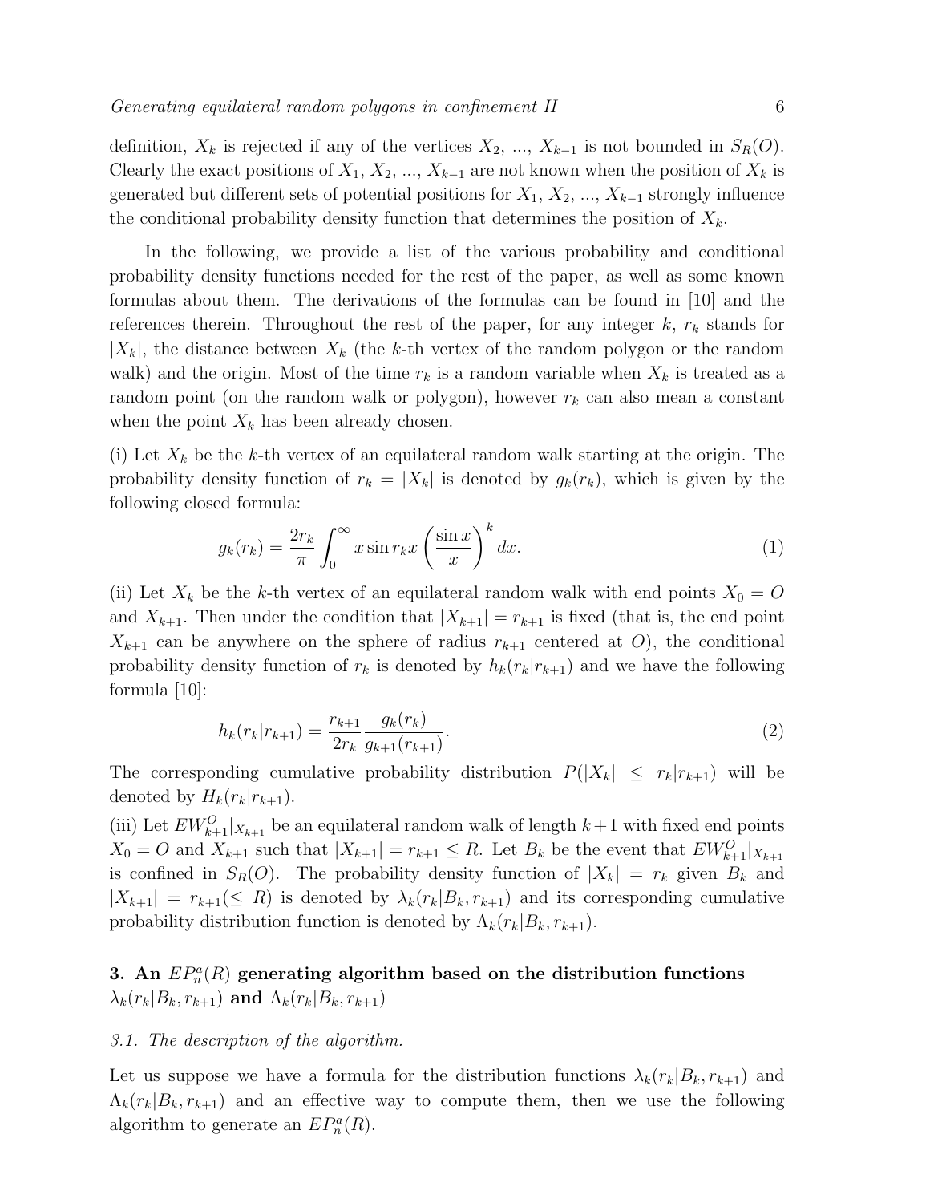definition, $X_k$ is rejected if any of the vertices $X_2$, ..., $X_{k-1}$ is not bounded in $S_R(O)$. Clearly the exact positions of $X_1$, $X_2$, ..., $X_{k-1}$ are not known when the position of $X_k$ is generated but different sets of potential positions for $X_1$, $X_2$, ..., $X_{k-1}$ strongly influence the conditional probability density function that determines the position of $X_k$.

In the following, we provide a list of the various probability and conditional probability density functions needed for the rest of the paper, as well as some known formulas about them. The derivations of the formulas can be found in [10] and the references therein. Throughout the rest of the paper, for any integer $k$, $r_k$ stands for $|X_k|$, the distance between $X_k$ (the $k$-th vertex of the random polygon or the random walk) and the origin. Most of the time $r_k$ is a random variable when $X_k$ is treated as a random point (on the random walk or polygon), however $r_k$ can also mean a constant when the point $X_k$ has been already chosen.

(i) Let $X_k$ be the $k$-th vertex of an equilateral random walk starting at the origin. The probability density function of $r_k = |X_k|$ is denoted by $g_k(r_k)$, which is given by the following closed formula:

$$g_k(r_k) = \frac{2r_k}{\pi} \int_0^\infty x \sin r_k x \left( \frac{\sin x}{x} \right)^k dx. \tag{1}$$

(ii) Let $X_k$ be the $k$-th vertex of an equilateral random walk with end points $X_0 = O$ and $X_{k+1}$. Then under the condition that $|X_{k+1}| = r_{k+1}$ is fixed (that is, the end point $X_{k+1}$ can be anywhere on the sphere of radius $r_{k+1}$ centered at $O$), the conditional probability density function of $r_k$ is denoted by $h_k(r_k|r_{k+1})$ and we have the following formula [10]:

$$h_k(r_k|r_{k+1}) = \frac{r_{k+1}}{2r_k} \frac{g_k(r_k)}{g_{k+1}(r_{k+1})}. \tag{2}$$

The corresponding cumulative probability distribution $P(|X_k| \leq r_k|r_{k+1})$ will be denoted by $H_k(r_k|r_{k+1})$.

(iii) Let $EW^O_{k+1}|_{X_{k+1}}$ be an equilateral random walk of length $k+1$ with fixed end points $X_0 = O$ and $X_{k+1}$ such that $|X_{k+1}| = r_{k+1} \leq R$. Let $B_k$ be the event that $EW^O_{k+1}|_{X_{k+1}}$ is confined in $S_R(O)$. The probability density function of $|X_k| = r_k$ given $B_k$ and $|X_{k+1}| = r_{k+1} (\leq R)$ is denoted by $\lambda_k(r_k|B_k, r_{k+1})$ and its corresponding cumulative probability distribution function is denoted by $\Lambda_k(r_k|B_k, r_{k+1})$.

## 3. An $EP^a_n(R)$ generating algorithm based on the distribution functions $\lambda_k(r_k|B_k, r_{k+1})$ and $\Lambda_k(r_k|B_k, r_{k+1})$

### *3.1. The description of the algorithm.*

Let us suppose we have a formula for the distribution functions $\lambda_k(r_k|B_k, r_{k+1})$ and $\Lambda_k(r_k|B_k, r_{k+1})$ and an effective way to compute them, then we use the following algorithm to generate an $EP^a_n(R)$.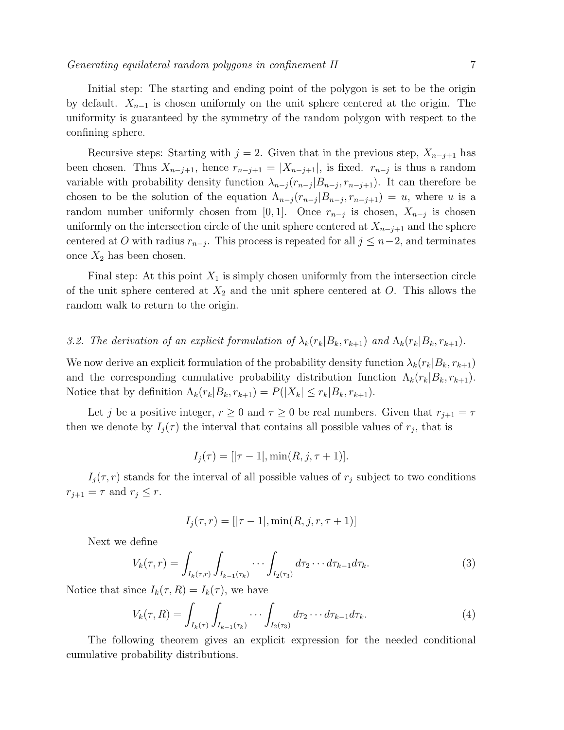Initial step: The starting and ending point of the polygon is set to be the origin by default. $X_{n-1}$ is chosen uniformly on the unit sphere centered at the origin. The uniformity is guaranteed by the symmetry of the random polygon with respect to the confining sphere.

Recursive steps: Starting with $j = 2$. Given that in the previous step, $X_{n-j+1}$ has been chosen. Thus $X_{n-j+1}$, hence $r_{n-j+1} = |X_{n-j+1}|$, is fixed. $r_{n-j}$ is thus a random variable with probability density function $\lambda_{n-j}(r_{n-j}|B_{n-j}, r_{n-j+1})$. It can therefore be chosen to be the solution of the equation $\Lambda_{n-j}(r_{n-j}|B_{n-j}, r_{n-j+1}) = u$, where $u$ is a random number uniformly chosen from $[0, 1]$. Once $r_{n-j}$ is chosen, $X_{n-j}$ is chosen uniformly on the intersection circle of the unit sphere centered at $X_{n-j+1}$ and the sphere centered at $O$ with radius $r_{n-j}$. This process is repeated for all $j \leq n-2$, and terminates once $X_2$ has been chosen.

Final step: At this point $X_1$ is simply chosen uniformly from the intersection circle of the unit sphere centered at $X_2$ and the unit sphere centered at $O$. This allows the random walk to return to the origin.

### *3.2. The derivation of an explicit formulation of $\lambda_k(r_k|B_k, r_{k+1})$ and $\Lambda_k(r_k|B_k, r_{k+1})$.*

We now derive an explicit formulation of the probability density function $\lambda_k(r_k|B_k, r_{k+1})$ and the corresponding cumulative probability distribution function $\Lambda_k(r_k|B_k, r_{k+1})$. Notice that by definition $\Lambda_k(r_k|B_k, r_{k+1}) = P(|X_k| \leq r_k|B_k, r_{k+1})$.

Let $j$ be a positive integer, $r \geq 0$ and $\tau \geq 0$ be real numbers. Given that $r_{j+1} = \tau$ then we denote by $I_j(\tau)$ the interval that contains all possible values of $r_j$, that is

$$I_j(\tau) = [|\tau - 1|, \min(R, j, \tau + 1)].$$

$I_j(\tau, r)$ stands for the interval of all possible values of $r_j$ subject to two conditions $r_{j+1} = \tau$ and $r_j \leq r$.

$$I_j(\tau, r) = [|\tau - 1|, \min(R, j, r, \tau + 1)]$$

Next we define

$$V_k(\tau, r) = \int_{I_k(\tau,r)} \int_{I_{k-1}(\tau_k)} \cdots \int_{I_2(\tau_3)} d\tau_2 \cdots d\tau_{k-1} d\tau_k. \tag{3}$$

Notice that since $I_k(\tau, R) = I_k(\tau)$, we have

$$V_k(\tau, R) = \int_{I_k(\tau)} \int_{I_{k-1}(\tau_k)} \cdots \int_{I_2(\tau_3)} d\tau_2 \cdots d\tau_{k-1} d\tau_k. \tag{4}$$

The following theorem gives an explicit expression for the needed conditional cumulative probability distributions.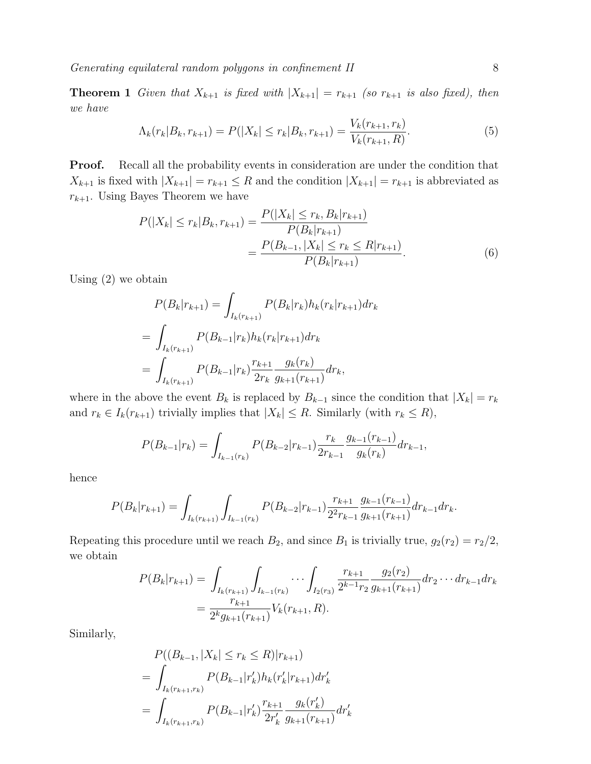**Theorem 1** *Given that $X_{k+1}$ is fixed with $|X_{k+1}| = r_{k+1}$ (so $r_{k+1}$ is also fixed), then we have*

$$\Lambda_k(r_k|B_k, r_{k+1}) = P(|X_k| \leq r_k|B_k, r_{k+1}) = \frac{V_k(r_{k+1}, r_k)}{V_k(r_{k+1}, R)}. \tag{5}$$

**Proof.** Recall all the probability events in consideration are under the condition that $X_{k+1}$ is fixed with $|X_{k+1}| = r_{k+1} \leq R$ and the condition $|X_{k+1}| = r_{k+1}$ is abbreviated as $r_{k+1}$. Using Bayes Theorem we have

$$\begin{aligned} P(|X_k| \leq r_k|B_k, r_{k+1}) &= \frac{P(|X_k| \leq r_k, B_k|r_{k+1})}{P(B_k|r_{k+1})} \\ &= \frac{P(B_{k-1}, |X_k| \leq r_k \leq R|r_{k+1})}{P(B_k|r_{k+1})}. \end{aligned} \tag{6}$$

Using (2) we obtain

$$\begin{aligned} &P(B_k|r_{k+1}) = \int_{I_k(r_{k+1})} P(B_k|r_k) h_k(r_k|r_{k+1}) dr_k \\ &= \int_{I_k(r_{k+1})} P(B_{k-1}|r_k) h_k(r_k|r_{k+1}) dr_k \\ &= \int_{I_k(r_{k+1})} P(B_{k-1}|r_k) \frac{r_{k+1}}{2r_k} \frac{g_k(r_k)}{g_{k+1}(r_{k+1})} dr_k, \end{aligned}$$

where in the above the event $B_k$ is replaced by $B_{k-1}$ since the condition that $|X_k| = r_k$ and $r_k \in I_k(r_{k+1})$ trivially implies that $|X_k| \leq R$. Similarly (with $r_k \leq R$),

$$P(B_{k-1}|r_k) = \int_{I_{k-1}(r_k)} P(B_{k-2}|r_{k-1}) \frac{r_k}{2r_{k-1}} \frac{g_{k-1}(r_{k-1})}{g_k(r_k)} dr_{k-1},$$

hence

$$P(B_k|r_{k+1}) = \int_{I_k(r_{k+1})} \int_{I_{k-1}(r_k)} P(B_{k-2}|r_{k-1}) \frac{r_{k+1}}{2^2 r_{k-1}} \frac{g_{k-1}(r_{k-1})}{g_{k+1}(r_{k+1})} dr_{k-1} dr_k.$$

Repeating this procedure until we reach $B_2$, and since $B_1$ is trivially true, $g_2(r_2) = r_2/2$, we obtain

$$\begin{aligned} P(B_k|r_{k+1}) &= \int_{I_k(r_{k+1})} \int_{I_{k-1}(r_k)} \cdots \int_{I_2(r_3)} \frac{r_{k+1}}{2^{k-1} r_2} \frac{g_2(r_2)}{g_{k+1}(r_{k+1})} dr_2 \cdots dr_{k-1} dr_k \\ &= \frac{r_{k+1}}{2^k g_{k+1}(r_{k+1})} V_k(r_{k+1}, R). \end{aligned}$$

Similarly,

$$\begin{aligned} &P((B_{k-1}, |X_k| \leq r_k \leq R)|r_{k+1}) \\ &= \int_{I_k(r_{k+1}, r_k)} P(B_{k-1}|r'_k) h_k(r'_k|r_{k+1}) dr'_k \\ &= \int_{I_k(r_{k+1}, r_k)} P(B_{k-1}|r'_k) \frac{r_{k+1}}{2r'_k} \frac{g_k(r'_k)}{g_{k+1}(r_{k+1})} dr'_k \end{aligned}$$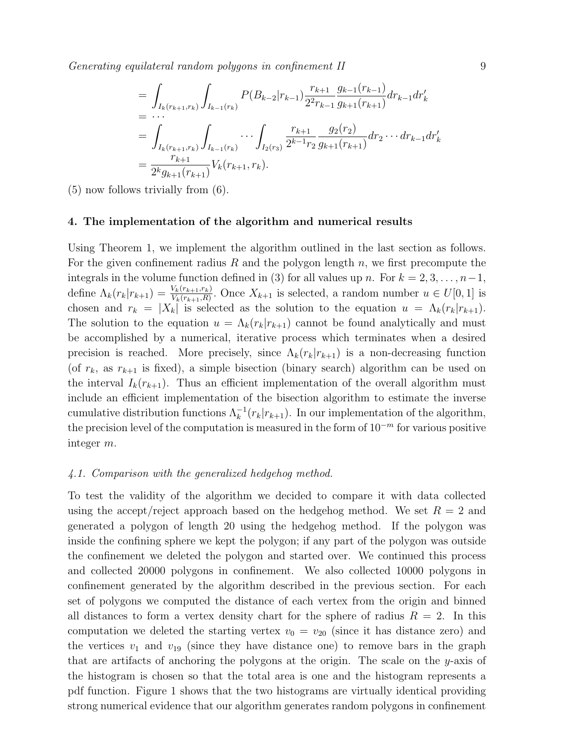$$
\begin{aligned}
&= \int_{I_k(r_{k+1},r_k)} \int_{I_{k-1}(r_k)} P(B_{k-2}|r_{k-1}) \frac{r_{k+1}}{2^2 r_{k-1}} \frac{g_{k-1}(r_{k-1})}{g_{k+1}(r_{k+1})} dr_{k-1} dr_k' \\
&= \cdots \\
&= \int_{I_k(r_{k+1},r_k)} \int_{I_{k-1}(r_k)} \cdots \int_{I_2(r_3)} \frac{r_{k+1}}{2^{k-1} r_2} \frac{g_2(r_2)}{g_{k+1}(r_{k+1})} dr_2 \cdots dr_{k-1} dr_k' \\
&= \frac{r_{k+1}}{2^k g_{k+1}(r_{k+1})} V_k(r_{k+1}, r_k).
\end{aligned}
$$

(5) now follows trivially from (6).

## 4. The implementation of the algorithm and numerical results

Using Theorem 1, we implement the algorithm outlined in the last section as follows. For the given confinement radius $R$ and the polygon length $n$, we first precompute the integrals in the volume function defined in (3) for all values up $n$. For $k = 2, 3, \ldots, n-1$, define $\Lambda_k(r_k|r_{k+1}) = \frac{V_k(r_{k+1},r_k)}{V_k(r_{k+1},R)}$. Once $X_{k+1}$ is selected, a random number $u \in U[0,1]$ is chosen and $r_k = |X_k|$ is selected as the solution to the equation $u = \Lambda_k(r_k|r_{k+1})$. The solution to the equation $u = \Lambda_k(r_k|r_{k+1})$ cannot be found analytically and must be accomplished by a numerical, iterative process which terminates when a desired precision is reached. More precisely, since $\Lambda_k(r_k|r_{k+1})$ is a non-decreasing function (of $r_k$, as $r_{k+1}$ is fixed), a simple bisection (binary search) algorithm can be used on the interval $I_k(r_{k+1})$. Thus an efficient implementation of the overall algorithm must include an efficient implementation of the bisection algorithm to estimate the inverse cumulative distribution functions $\Lambda_k^{-1}(r_k|r_{k+1})$. In our implementation of the algorithm, the precision level of the computation is measured in the form of $10^{-m}$ for various positive integer $m$.

### *4.1. Comparison with the generalized hedgehog method.*

To test the validity of the algorithm we decided to compare it with data collected using the accept/reject approach based on the hedgehog method. We set $R = 2$ and generated a polygon of length 20 using the hedgehog method. If the polygon was inside the confining sphere we kept the polygon; if any part of the polygon was outside the confinement we deleted the polygon and started over. We continued this process and collected 20000 polygons in confinement. We also collected 10000 polygons in confinement generated by the algorithm described in the previous section. For each set of polygons we computed the distance of each vertex from the origin and binned all distances to form a vertex density chart for the sphere of radius $R = 2$. In this computation we deleted the starting vertex $v_0 = v_{20}$ (since it has distance zero) and the vertices $v_1$ and $v_{19}$ (since they have distance one) to remove bars in the graph that are artifacts of anchoring the polygons at the origin. The scale on the $y$-axis of the histogram is chosen so that the total area is one and the histogram represents a pdf function. Figure 1 shows that the two histograms are virtually identical providing strong numerical evidence that our algorithm generates random polygons in confinement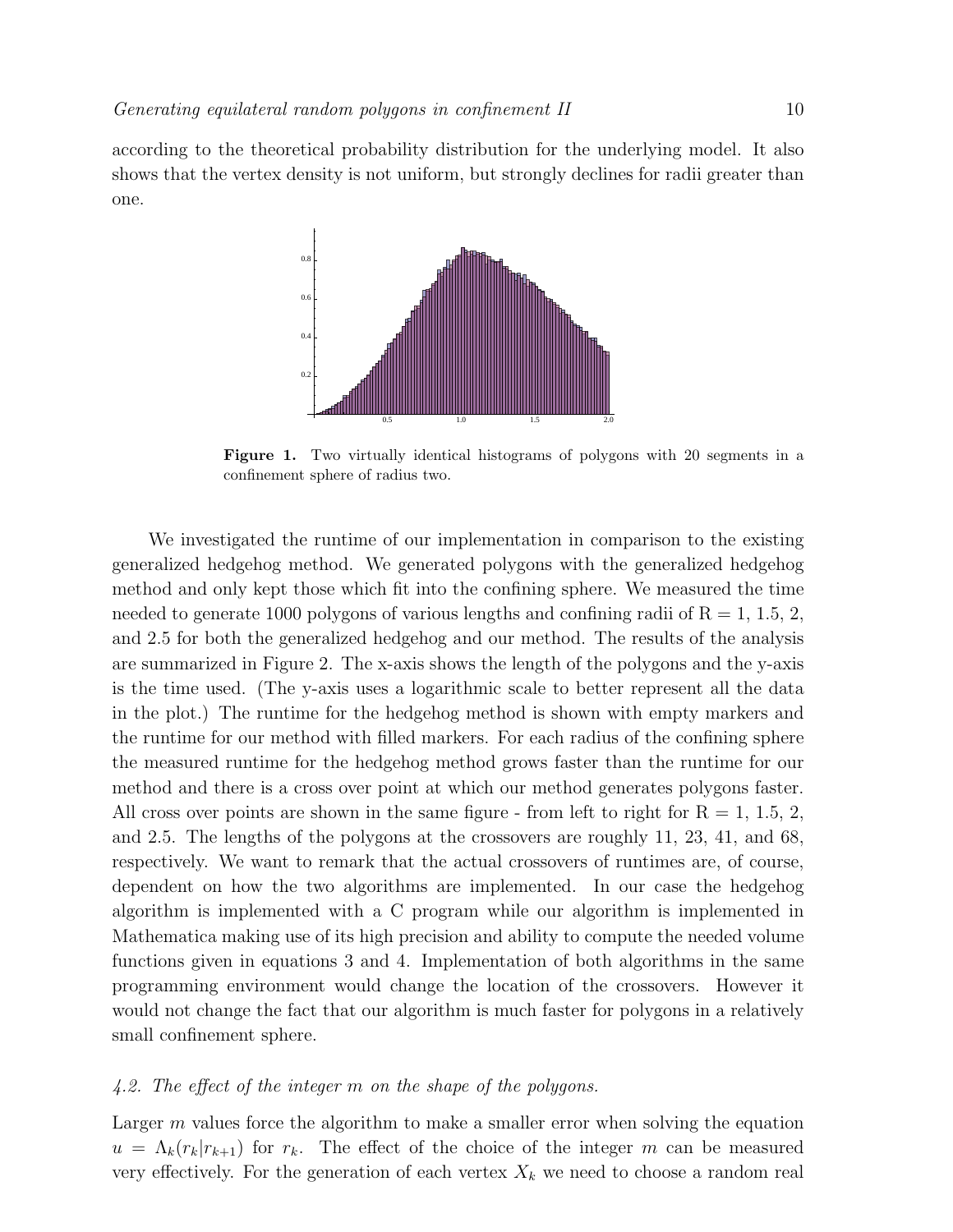according to the theoretical probability distribution for the underlying model. It also shows that the vertex density is not uniform, but strongly declines for radii greater than one.

**Figure 1.** Two virtually identical histograms of polygons with 20 segments in a confinement sphere of radius two.

We investigated the runtime of our implementation in comparison to the existing generalized hedgehog method. We generated polygons with the generalized hedgehog method and only kept those which fit into the confining sphere. We measured the time needed to generate 1000 polygons of various lengths and confining radii of R = 1, 1.5, 2, and 2.5 for both the generalized hedgehog and our method. The results of the analysis are summarized in Figure 2. The x-axis shows the length of the polygons and the y-axis is the time used. (The y-axis uses a logarithmic scale to better represent all the data in the plot.) The runtime for the hedgehog method is shown with empty markers and the runtime for our method with filled markers. For each radius of the confining sphere the measured runtime for the hedgehog method grows faster than the runtime for our method and there is a cross over point at which our method generates polygons faster. All cross over points are shown in the same figure - from left to right for R = 1, 1.5, 2, and 2.5. The lengths of the polygons at the crossovers are roughly 11, 23, 41, and 68, respectively. We want to remark that the actual crossovers of runtimes are, of course, dependent on how the two algorithms are implemented. In our case the hedgehog algorithm is implemented with a C program while our algorithm is implemented in Mathematica making use of its high precision and ability to compute the needed volume functions given in equations 3 and 4. Implementation of both algorithms in the same programming environment would change the location of the crossovers. However it would not change the fact that our algorithm is much faster for polygons in a relatively small confinement sphere.

### *4.2. The effect of the integer $m$ on the shape of the polygons.*

Larger $m$ values force the algorithm to make a smaller error when solving the equation $u = \Lambda_k(r_k|r_{k+1})$ for $r_k$. The effect of the choice of the integer $m$ can be measured very effectively. For the generation of each vertex $X_k$ we need to choose a random real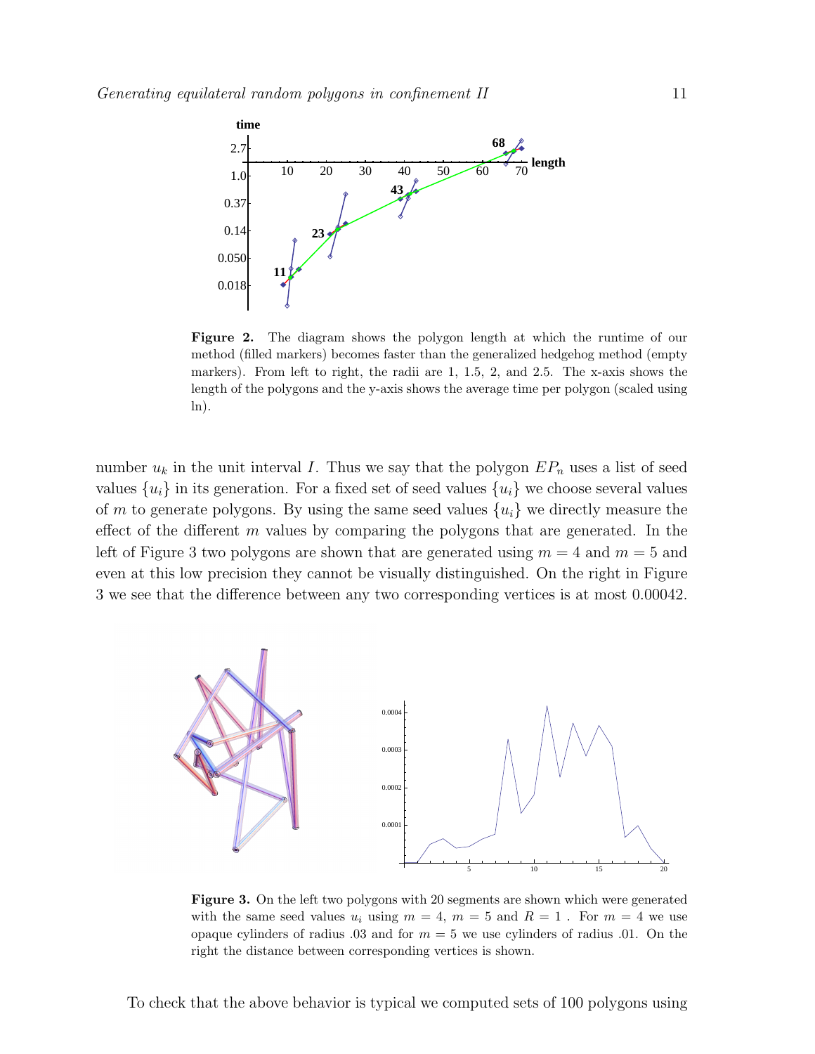**Figure 2.** The diagram shows the polygon length at which the runtime of our method (filled markers) becomes faster than the generalized hedgehog method (empty markers). From left to right, the radii are 1, 1.5, 2, and 2.5. The x-axis shows the length of the polygons and the y-axis shows the average time per polygon (scaled using ln).

number $u_k$ in the unit interval $I$. Thus we say that the polygon $EP_n$ uses a list of seed values $\{u_i\}$ in its generation. For a fixed set of seed values $\{u_i\}$ we choose several values of $m$ to generate polygons. By using the same seed values $\{u_i\}$ we directly measure the effect of the different $m$ values by comparing the polygons that are generated. In the left of Figure 3 two polygons are shown that are generated using $m = 4$ and $m = 5$ and even at this low precision they cannot be visually distinguished. On the right in Figure 3 we see that the difference between any two corresponding vertices is at most 0.00042.

**Figure 3.** On the left two polygons with 20 segments are shown which were generated with the same seed values $u_i$ using $m = 4$, $m = 5$ and $R = 1$ . For $m = 4$ we use opaque cylinders of radius .03 and for $m = 5$ we use cylinders of radius .01. On the right the distance between corresponding vertices is shown.

To check that the above behavior is typical we computed sets of 100 polygons using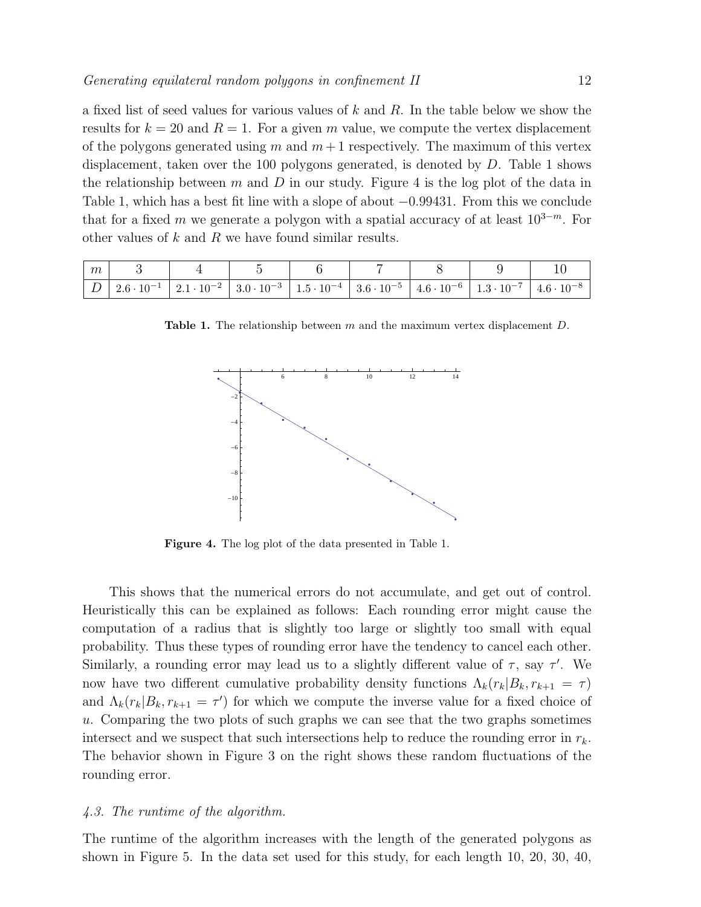a fixed list of seed values for various values of $k$ and $R$. In the table below we show the results for $k = 20$ and $R = 1$. For a given $m$ value, we compute the vertex displacement of the polygons generated using $m$ and $m+1$ respectively. The maximum of this vertex displacement, taken over the 100 polygons generated, is denoted by $D$. Table 1 shows the relationship between $m$ and $D$ in our study. Figure 4 is the log plot of the data in Table 1, which has a best fit line with a slope of about $-0.99431$. From this we conclude that for a fixed $m$ we generate a polygon with a spatial accuracy of at least $10^{3-m}$. For other values of $k$ and $R$ we have found similar results.

| $m$ | 3 | 4 | 5 | 6 | 7 | 8 | 9 | 10 |
|---|---|---|---|---|---|---|---|---|
| $D$ | $2.6 \cdot 10^{-1}$ | $2.1 \cdot 10^{-2}$ | $3.0 \cdot 10^{-3}$ | $1.5 \cdot 10^{-4}$ | $3.6 \cdot 10^{-5}$ | $4.6 \cdot 10^{-6}$ | $1.3 \cdot 10^{-7}$ | $4.6 \cdot 10^{-8}$ |

**Table 1.** The relationship between $m$ and the maximum vertex displacement $D$.

**Figure 4.** The log plot of the data presented in Table 1.

This shows that the numerical errors do not accumulate, and get out of control. Heuristically this can be explained as follows: Each rounding error might cause the computation of a radius that is slightly too large or slightly too small with equal probability. Thus these types of rounding error have the tendency to cancel each other. Similarly, a rounding error may lead us to a slightly different value of $\tau$, say $\tau'$. We now have two different cumulative probability density functions $\Lambda_k(r_k|B_k, r_{k+1} = \tau)$ and $\Lambda_k(r_k|B_k, r_{k+1} = \tau')$ for which we compute the inverse value for a fixed choice of $u$. Comparing the two plots of such graphs we can see that the two graphs sometimes intersect and we suspect that such intersections help to reduce the rounding error in $r_k$. The behavior shown in Figure 3 on the right shows these random fluctuations of the rounding error.

### *4.3. The runtime of the algorithm.*

The runtime of the algorithm increases with the length of the generated polygons as shown in Figure 5. In the data set used for this study, for each length 10, 20, 30, 40,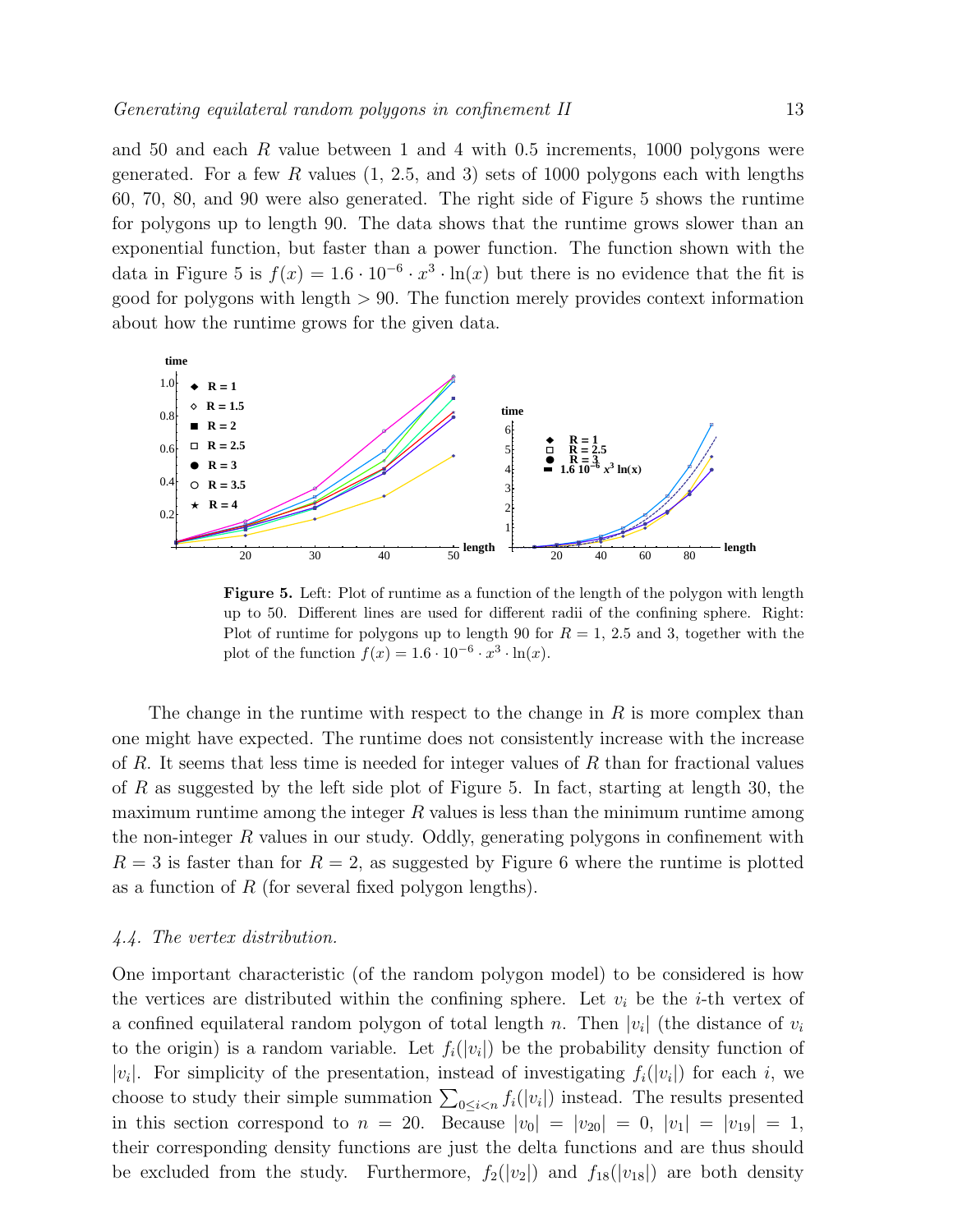and 50 and each $R$ value between 1 and 4 with 0.5 increments, 1000 polygons were generated. For a few $R$ values (1, 2.5, and 3) sets of 1000 polygons each with lengths 60, 70, 80, and 90 were also generated. The right side of Figure 5 shows the runtime for polygons up to length 90. The data shows that the runtime grows slower than an exponential function, but faster than a power function. The function shown with the data in Figure 5 is $f(x) = 1.6 \cdot 10^{-6} \cdot x^3 \cdot \ln(x)$ but there is no evidence that the fit is good for polygons with length $> 90$. The function merely provides context information about how the runtime grows for the given data.

**Figure 5.** Left: Plot of runtime as a function of the length of the polygon with length up to 50. Different lines are used for different radii of the confining sphere. Right: Plot of runtime for polygons up to length 90 for $R = 1$, 2.5 and 3, together with the plot of the function $f(x) = 1.6 \cdot 10^{-6} \cdot x^3 \cdot \ln(x)$.

The change in the runtime with respect to the change in $R$ is more complex than one might have expected. The runtime does not consistently increase with the increase of $R$. It seems that less time is needed for integer values of $R$ than for fractional values of $R$ as suggested by the left side plot of Figure 5. In fact, starting at length 30, the maximum runtime among the integer $R$ values is less than the minimum runtime among the non-integer $R$ values in our study. Oddly, generating polygons in confinement with $R = 3$ is faster than for $R = 2$, as suggested by Figure 6 where the runtime is plotted as a function of $R$ (for several fixed polygon lengths).

### *4.4. The vertex distribution.*

One important characteristic (of the random polygon model) to be considered is how the vertices are distributed within the confining sphere. Let $v_i$ be the $i$-th vertex of a confined equilateral random polygon of total length $n$. Then $|v_i|$ (the distance of $v_i$ to the origin) is a random variable. Let $f_i(|v_i|)$ be the probability density function of $|v_i|$. For simplicity of the presentation, instead of investigating $f_i(|v_i|)$ for each $i$, we choose to study their simple summation $\sum_{0 \le i < n} f_i(|v_i|)$ instead. The results presented in this section correspond to $n = 20$. Because $|v_0| = |v_{20}| = 0$, $|v_1| = |v_{19}| = 1$, their corresponding density functions are just the delta functions and are thus should be excluded from the study. Furthermore, $f_2(|v_2|)$ and $f_{18}(|v_{18}|)$ are both density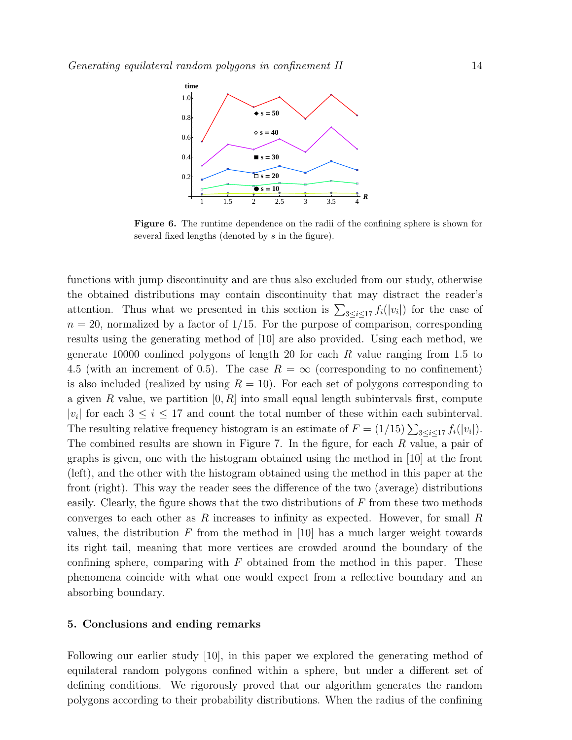**Figure 6.** The runtime dependence on the radii of the confining sphere is shown for several fixed lengths (denoted by $s$ in the figure).

functions with jump discontinuity and are thus also excluded from our study, otherwise the obtained distributions may contain discontinuity that may distract the reader's attention. Thus what we presented in this section is $\sum_{3\leq i\leq 17} f_i(|v_i|)$ for the case of $n = 20$, normalized by a factor of $1/15$. For the purpose of comparison, corresponding results using the generating method of [10] are also provided. Using each method, we generate 10000 confined polygons of length 20 for each $R$ value ranging from 1.5 to 4.5 (with an increment of 0.5). The case $R = \infty$ (corresponding to no confinement) is also included (realized by using $R = 10$). For each set of polygons corresponding to a given $R$ value, we partition $[0, R]$ into small equal length subintervals first, compute $|v_i|$ for each $3 \leq i \leq 17$ and count the total number of these within each subinterval. The resulting relative frequency histogram is an estimate of $F = (1/15)\sum_{3\leq i\leq 17} f_i(|v_i|)$. The combined results are shown in Figure 7. In the figure, for each $R$ value, a pair of graphs is given, one with the histogram obtained using the method in [10] at the front (left), and the other with the histogram obtained using the method in this paper at the front (right). This way the reader sees the difference of the two (average) distributions easily. Clearly, the figure shows that the two distributions of $F$ from these two methods converges to each other as $R$ increases to infinity as expected. However, for small $R$ values, the distribution $F$ from the method in [10] has a much larger weight towards its right tail, meaning that more vertices are crowded around the boundary of the confining sphere, comparing with $F$ obtained from the method in this paper. These phenomena coincide with what one would expect from a reflective boundary and an absorbing boundary.

## 5. Conclusions and ending remarks

Following our earlier study [10], in this paper we explored the generating method of equilateral random polygons confined within a sphere, but under a different set of defining conditions. We rigorously proved that our algorithm generates the random polygons according to their probability distributions. When the radius of the confining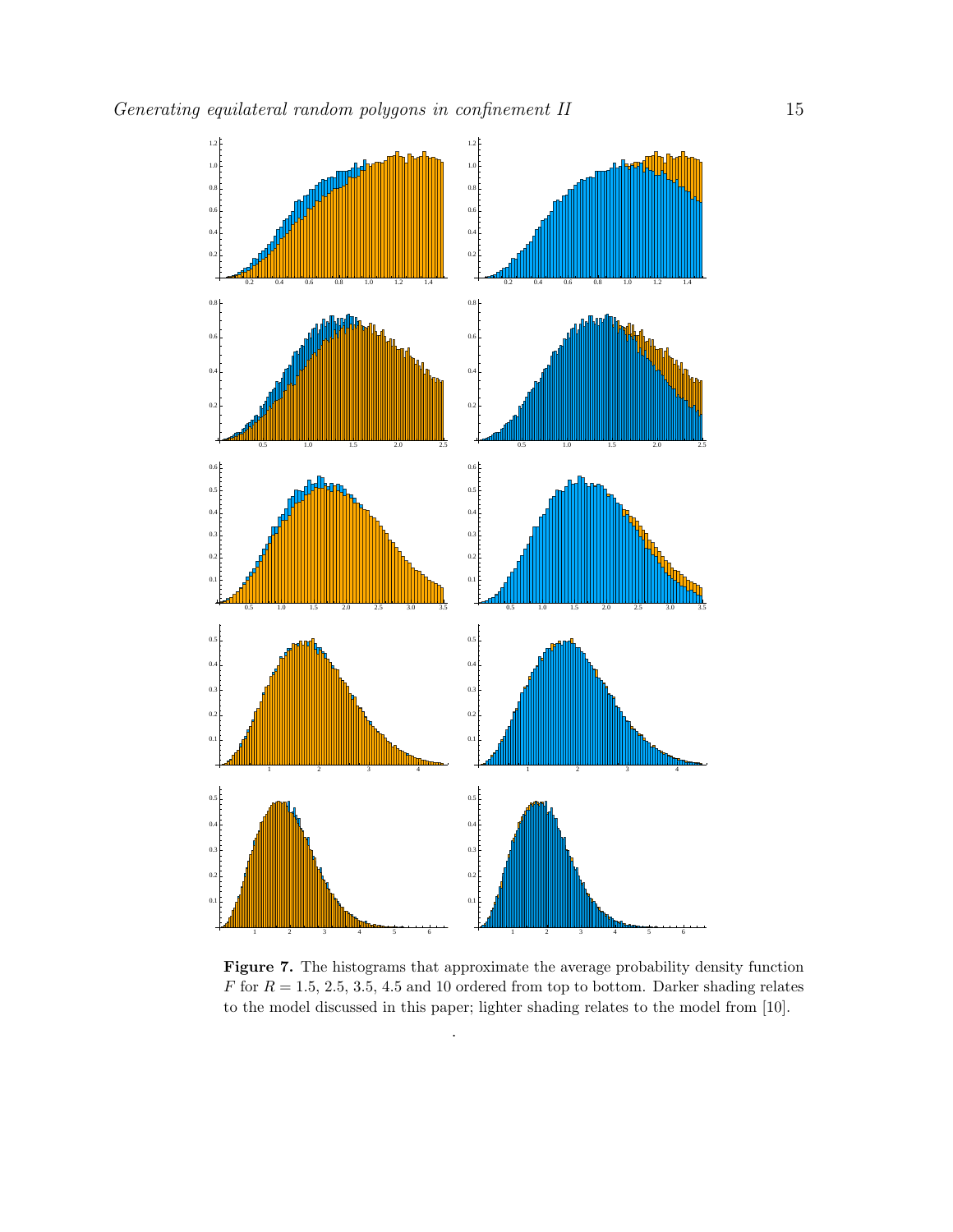**Figure 7.** The histograms that approximate the average probability density function $F$ for $R = 1.5$, $2.5$, $3.5$, $4.5$ and $10$ ordered from top to bottom. Darker shading relates to the model discussed in this paper; lighter shading relates to the model from [10].

.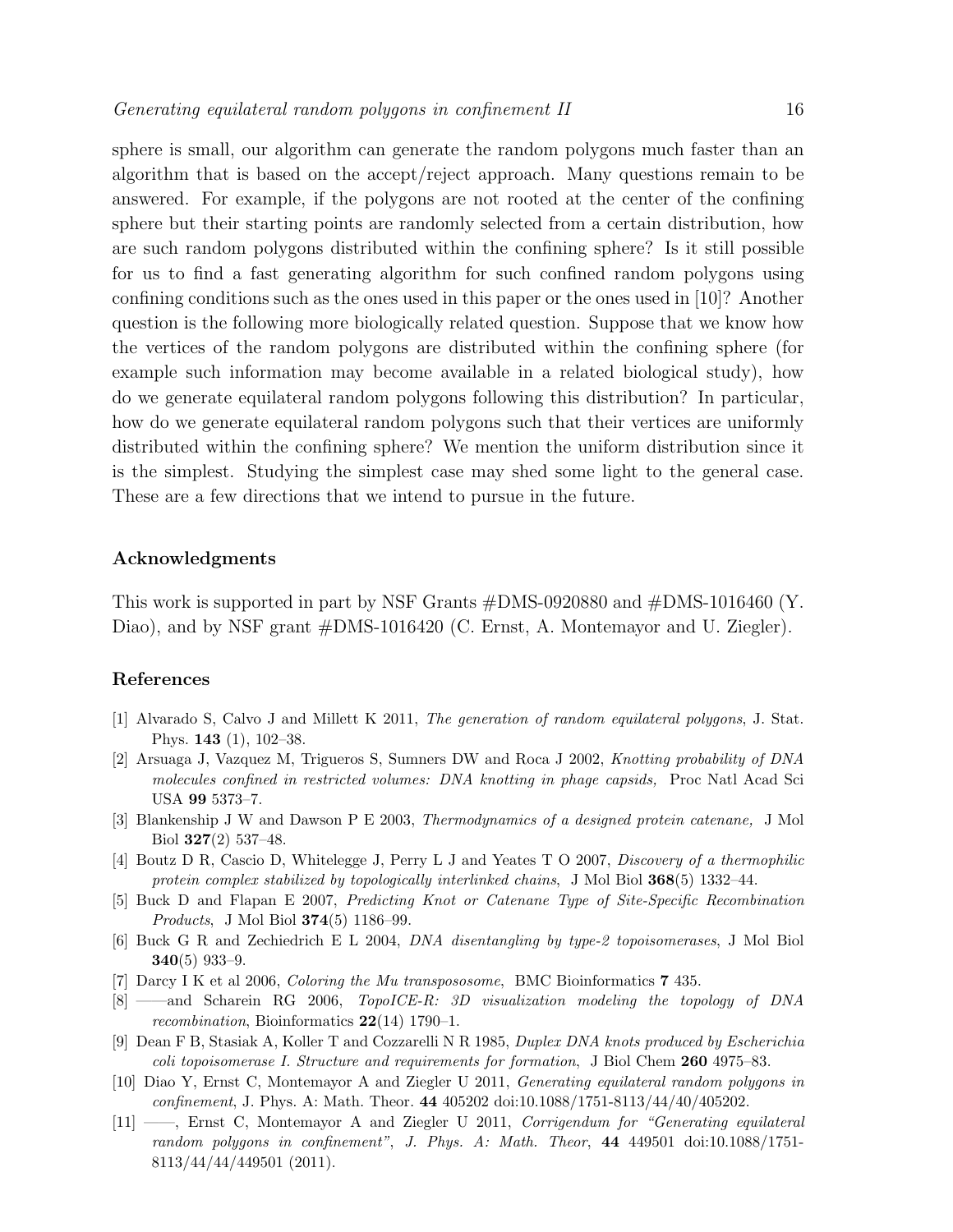sphere is small, our algorithm can generate the random polygons much faster than an algorithm that is based on the accept/reject approach. Many questions remain to be answered. For example, if the polygons are not rooted at the center of the confining sphere but their starting points are randomly selected from a certain distribution, how are such random polygons distributed within the confining sphere? Is it still possible for us to find a fast generating algorithm for such confined random polygons using confining conditions such as the ones used in this paper or the ones used in [10]? Another question is the following more biologically related question. Suppose that we know how the vertices of the random polygons are distributed within the confining sphere (for example such information may become available in a related biological study), how do we generate equilateral random polygons following this distribution? In particular, how do we generate equilateral random polygons such that their vertices are uniformly distributed within the confining sphere? We mention the uniform distribution since it is the simplest. Studying the simplest case may shed some light to the general case. These are a few directions that we intend to pursue in the future.

## Acknowledgments

This work is supported in part by NSF Grants #DMS-0920880 and #DMS-1016460 (Y. Diao), and by NSF grant #DMS-1016420 (C. Ernst, A. Montemayor and U. Ziegler).

## References

[1] Alvarado S, Calvo J and Millett K 2011, *The generation of random equilateral polygons*, J. Stat. Phys. **143** (1), 102–38.

[2] Arsuaga J, Vazquez M, Trigueros S, Sumners DW and Roca J 2002, *Knotting probability of DNA molecules confined in restricted volumes: DNA knotting in phage capsids,* Proc Natl Acad Sci USA **99** 5373–7.

[3] Blankenship J W and Dawson P E 2003, *Thermodynamics of a designed protein catenane,* J Mol Biol **327**(2) 537–48.

[4] Boutz D R, Cascio D, Whitelegge J, Perry L J and Yeates T O 2007, *Discovery of a thermophilic protein complex stabilized by topologically interlinked chains*, J Mol Biol **368**(5) 1332–44.

[5] Buck D and Flapan E 2007, *Predicting Knot or Catenane Type of Site-Specific Recombination Products*, J Mol Biol **374**(5) 1186–99.

[6] Buck G R and Zechiedrich E L 2004, *DNA disentangling by type-2 topoisomerases*, J Mol Biol **340**(5) 933–9.

[7] Darcy I K et al 2006, *Coloring the Mu transpososome*, BMC Bioinformatics **7** 435.

[8] ——and Scharein RG 2006, *TopoICE-R: 3D visualization modeling the topology of DNA recombination*, Bioinformatics **22**(14) 1790–1.

[9] Dean F B, Stasiak A, Koller T and Cozzarelli N R 1985, *Duplex DNA knots produced by Escherichia coli topoisomerase I. Structure and requirements for formation*, J Biol Chem **260** 4975–83.

[10] Diao Y, Ernst C, Montemayor A and Ziegler U 2011, *Generating equilateral random polygons in confinement*, J. Phys. A: Math. Theor. **44** 405202 doi:10.1088/1751-8113/44/40/405202.

[11] ——, Ernst C, Montemayor A and Ziegler U 2011, *Corrigendum for "Generating equilateral random polygons in confinement"*, *J. Phys. A: Math. Theor*, **44** 449501 doi:10.1088/1751-8113/44/44/449501 (2011).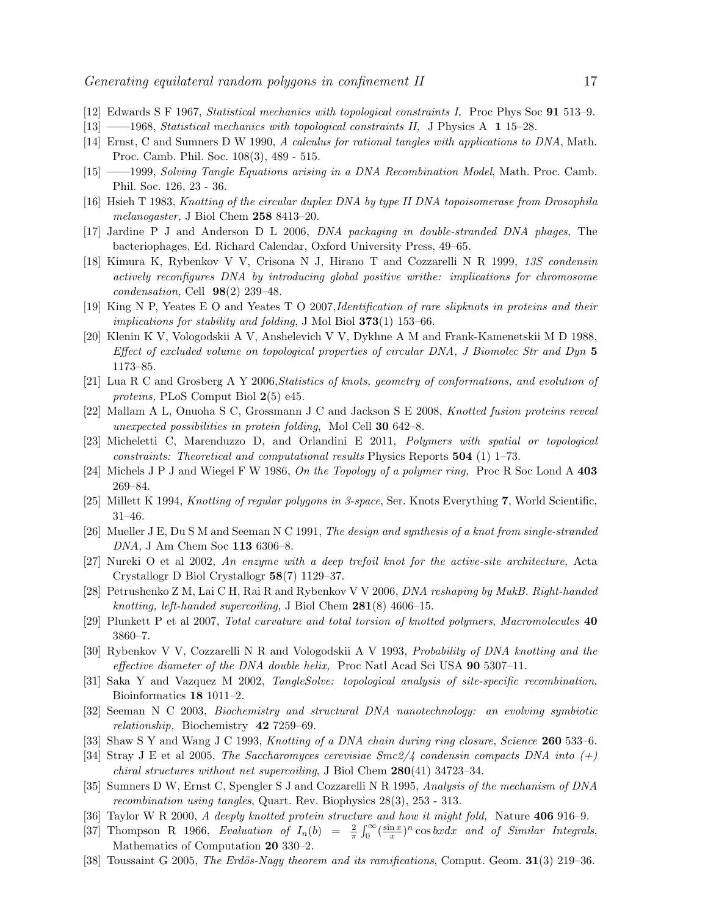[12] Edwards S F 1967, *Statistical mechanics with topological constraints I,* Proc Phys Soc **91** 513–9.

[13] ——1968, *Statistical mechanics with topological constraints II,* J Physics A **1** 15–28.

[14] Ernst, C and Sumners D W 1990, *A calculus for rational tangles with applications to DNA*, Math. Proc. Camb. Phil. Soc. 108(3), 489 - 515.

[15] ——1999, *Solving Tangle Equations arising in a DNA Recombination Model*, Math. Proc. Camb. Phil. Soc. 126, 23 - 36.

[16] Hsieh T 1983, *Knotting of the circular duplex DNA by type II DNA topoisomerase from Drosophila melanogaster,* J Biol Chem **258** 8413–20.

[17] Jardine P J and Anderson D L 2006, *DNA packaging in double-stranded DNA phages*, The bacteriophages, Ed. Richard Calendar, Oxford University Press, 49–65.

[18] Kimura K, Rybenkov V V, Crisona N J, Hirano T and Cozzarelli N R 1999, *13S condensin actively reconfigures DNA by introducing global positive writhe: implications for chromosome condensation,* Cell **98**(2) 239–48.

[19] King N P, Yeates E O and Yeates T O 2007,*Identification of rare slipknots in proteins and their implications for stability and folding*, J Mol Biol **373**(1) 153–66.

[20] Klenin K V, Vologodskii A V, Anshelevich V V, Dykhne A M and Frank-Kamenetskii M D 1988, *Effect of excluded volume on topological properties of circular DNA, J Biomolec Str and Dyn* **5** 1173–85.

[21] Lua R C and Grosberg A Y 2006,*Statistics of knots, geometry of conformations, and evolution of proteins,* PLoS Comput Biol **2**(5) e45.

[22] Mallam A L, Onuoha S C, Grossmann J C and Jackson S E 2008, *Knotted fusion proteins reveal unexpected possibilities in protein folding*, Mol Cell **30** 642–8.

[23] Micheletti C, Marenduzzo D, and Orlandini E 2011, *Polymers with spatial or topological constraints: Theoretical and computational results* Physics Reports **504** (1) 1–73.

[24] Michels J P J and Wiegel F W 1986, *On the Topology of a polymer ring,* Proc R Soc Lond A **403** 269–84.

[25] Millett K 1994, *Knotting of regular polygons in 3-space*, Ser. Knots Everything **7**, World Scientific, 31–46.

[26] Mueller J E, Du S M and Seeman N C 1991, *The design and synthesis of a knot from single-stranded DNA,* J Am Chem Soc **113** 6306–8.

[27] Nureki O et al 2002, *An enzyme with a deep trefoil knot for the active-site architecture*, Acta Crystallogr D Biol Crystallogr **58**(7) 1129–37.

[28] Petrushenko Z M, Lai C H, Rai R and Rybenkov V V 2006, *DNA reshaping by MukB. Right-handed knotting, left-handed supercoiling,* J Biol Chem **281**(8) 4606–15.

[29] Plunkett P et al 2007, *Total curvature and total torsion of knotted polymers*, *Macromolecules* **40** 3860–7.

[30] Rybenkov V V, Cozzarelli N R and Vologodskii A V 1993, *Probability of DNA knotting and the effective diameter of the DNA double helix,* Proc Natl Acad Sci USA **90** 5307–11.

[31] Saka Y and Vazquez M 2002, *TangleSolve: topological analysis of site-specific recombination*, Bioinformatics **18** 1011–2.

[32] Seeman N C 2003, *Biochemistry and structural DNA nanotechnology: an evolving symbiotic relationship,* Biochemistry **42** 7259–69.

[33] Shaw S Y and Wang J C 1993, *Knotting of a DNA chain during ring closure*, *Science* **260** 533–6.

[34] Stray J E et al 2005, *The Saccharomyces cerevisiae Smc2/4 condensin compacts DNA into (+) chiral structures without net supercoiling*, J Biol Chem **280**(41) 34723–34.

[35] Sumners D W, Ernst C, Spengler S J and Cozzarelli N R 1995, *Analysis of the mechanism of DNA recombination using tangles*, Quart. Rev. Biophysics 28(3), 253 - 313.

[36] Taylor W R 2000, *A deeply knotted protein structure and how it might fold*, Nature **406** 916–9.

[37] Thompson R 1966, *Evaluation of* $I_n(b) = \frac{2}{\pi}\int_0^\infty (\frac{\sin x}{x})^n \cos bx dx$ *and of Similar Integrals*, Mathematics of Computation **20** 330–2.

[38] Toussaint G 2005, *The Erdös-Nagy theorem and its ramifications*, Comput. Geom. **31**(3) 219–36.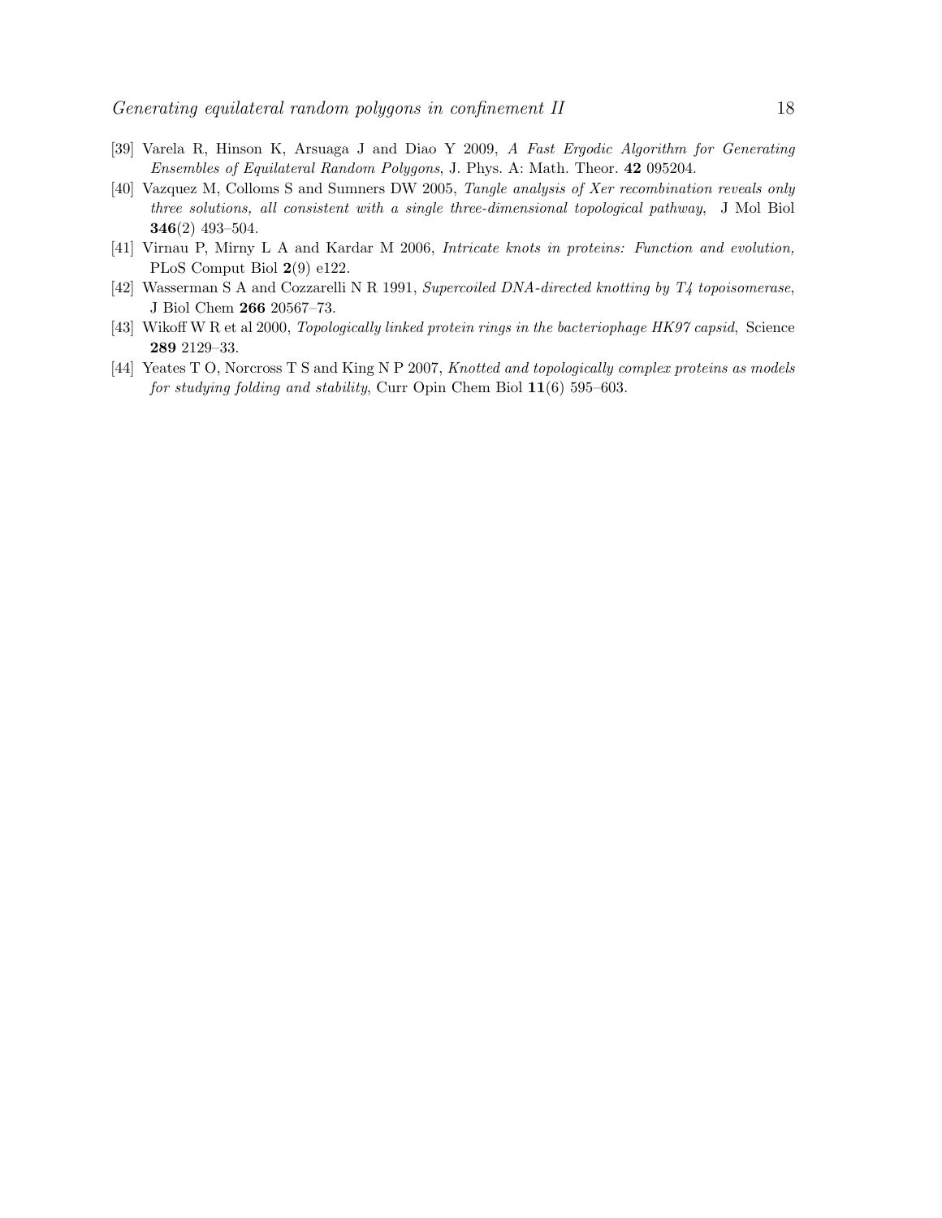[39] Varela R, Hinson K, Arsuaga J and Diao Y 2009, *A Fast Ergodic Algorithm for Generating Ensembles of Equilateral Random Polygons*, J. Phys. A: Math. Theor. **42** 095204.

[40] Vazquez M, Colloms S and Sumners DW 2005, *Tangle analysis of Xer recombination reveals only three solutions, all consistent with a single three-dimensional topological pathway*, J Mol Biol **346**(2) 493–504.

[41] Virnau P, Mirny L A and Kardar M 2006, *Intricate knots in proteins: Function and evolution,* PLoS Comput Biol **2**(9) e122.

[42] Wasserman S A and Cozzarelli N R 1991, *Supercoiled DNA-directed knotting by T4 topoisomerase*, J Biol Chem **266** 20567–73.

[43] Wikoff W R et al 2000, *Topologically linked protein rings in the bacteriophage HK97 capsid*, Science **289** 2129–33.

[44] Yeates T O, Norcross T S and King N P 2007, *Knotted and topologically complex proteins as models for studying folding and stability*, Curr Opin Chem Biol **11**(6) 595–603.